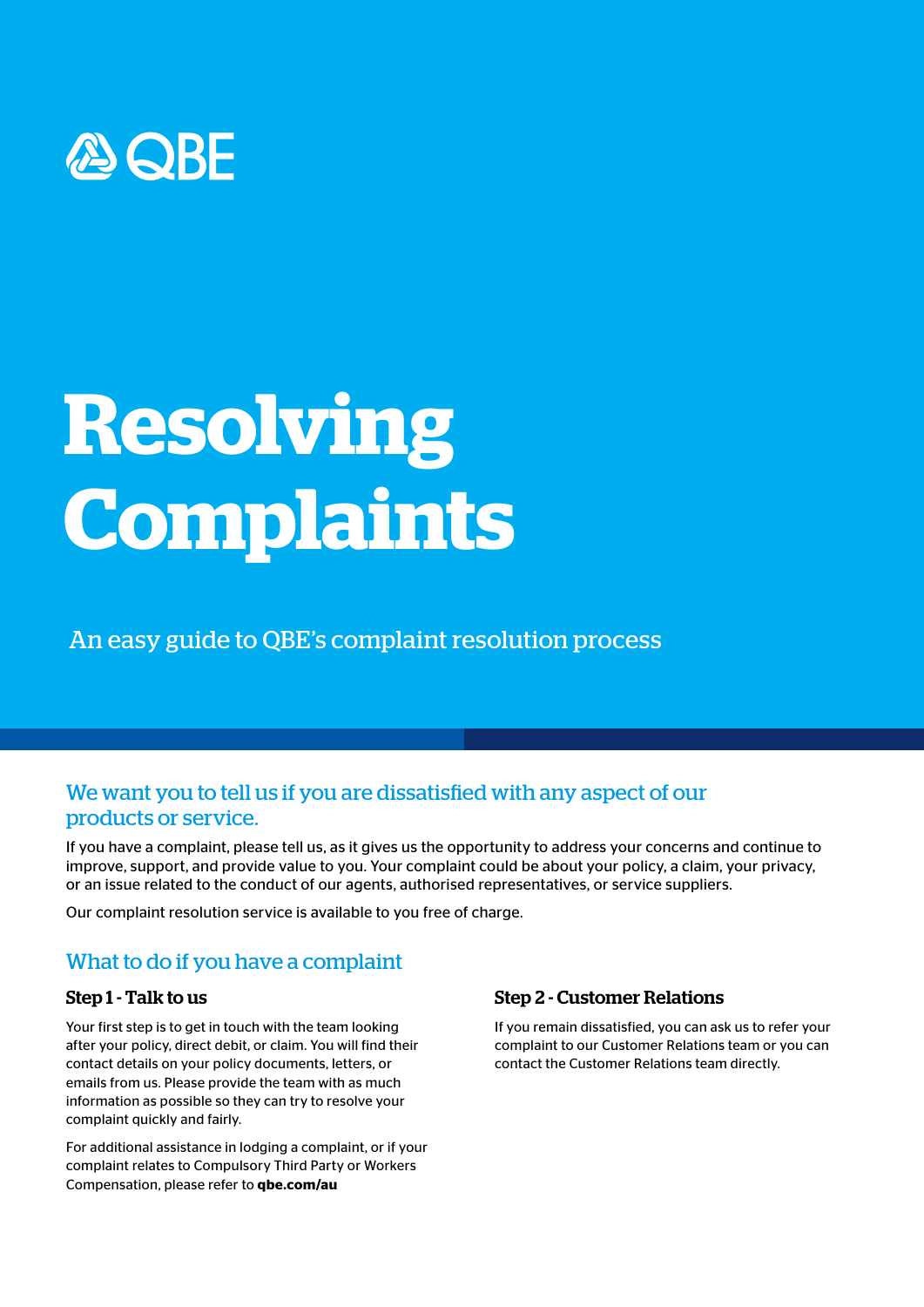QBE

# Resolving Complaints

An easy guide to QBE's complaint resolution process

## We want you to tell us if you are dissatisfied with any aspect of our products or service.

If you have a complaint, please tell us, as it gives us the opportunity to address your concerns and continue to improve, support, and provide value to you. Your complaint could be about your policy, a claim, your privacy, or an issue related to the conduct of our agents, authorised representatives, or service suppliers.

Our complaint resolution service is available to you free of charge.

## What to do if you have a complaint

### Step 1 - Talk to us

Your first step is to get in touch with the team looking after your policy, direct debit, or claim. You will find their contact details on your policy documents, letters, or emails from us. Please provide the team with as much information as possible so they can try to resolve your complaint quickly and fairly.

For additional assistance in lodging a complaint, or if your complaint relates to Compulsory Third Party or Workers Compensation, please refer to **qbe.com/au**

### Step 2 - Customer Relations

If you remain dissatisfied, you can ask us to refer your complaint to our Customer Relations team or you can contact the Customer Relations team directly.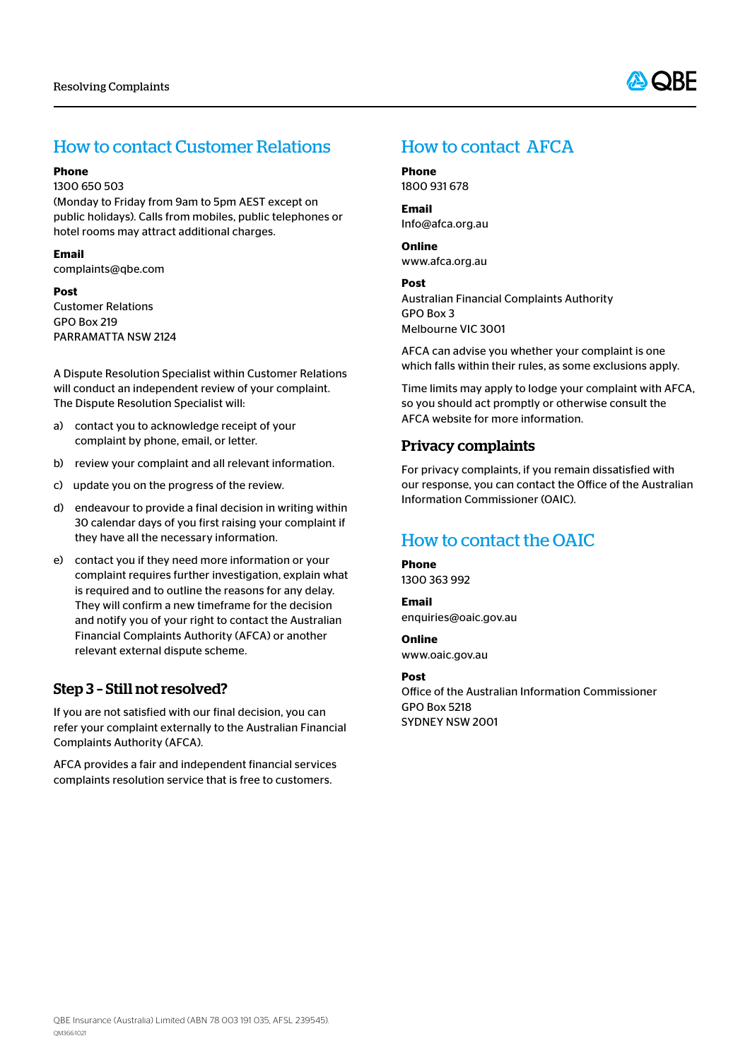## How to contact Customer Relations

**Phone**
1300 650 503
(Monday to Friday from 9am to 5pm AEST except on public holidays). Calls from mobiles, public telephones or hotel rooms may attract additional charges.

**Email**
complaints@qbe.com

**Post**
Customer Relations
GPO Box 219
PARRAMATTA NSW 2124

A Dispute Resolution Specialist within Customer Relations will conduct an independent review of your complaint. The Dispute Resolution Specialist will:

a) contact you to acknowledge receipt of your complaint by phone, email, or letter.

b) review your complaint and all relevant information.

c) update you on the progress of the review.

d) endeavour to provide a final decision in writing within 30 calendar days of you first raising your complaint if they have all the necessary information.

e) contact you if they need more information or your complaint requires further investigation, explain what is required and to outline the reasons for any delay. They will confirm a new timeframe for the decision and notify you of your right to contact the Australian Financial Complaints Authority (AFCA) or another relevant external dispute scheme.

### Step 3 – Still not resolved?

If you are not satisfied with our final decision, you can refer your complaint externally to the Australian Financial Complaints Authority (AFCA).

AFCA provides a fair and independent financial services complaints resolution service that is free to customers.

## How to contact AFCA

**Phone**
1800 931 678

**Email**
Info@afca.org.au

**Online**
www.afca.org.au

**Post**
Australian Financial Complaints Authority
GPO Box 3
Melbourne VIC 3001

AFCA can advise you whether your complaint is one which falls within their rules, as some exclusions apply.

Time limits may apply to lodge your complaint with AFCA, so you should act promptly or otherwise consult the AFCA website for more information.

### Privacy complaints

For privacy complaints, if you remain dissatisfied with our response, you can contact the Office of the Australian Information Commissioner (OAIC).

## How to contact the OAIC

**Phone**
1300 363 992

**Email**
enquiries@oaic.gov.au

**Online**
www.oaic.gov.au

**Post**
Office of the Australian Information Commissioner
GPO Box 5218
SYDNEY NSW 2001

QBE Insurance (Australia) Limited (ABN 78 003 191 035, AFSL 239545).
QM3661021